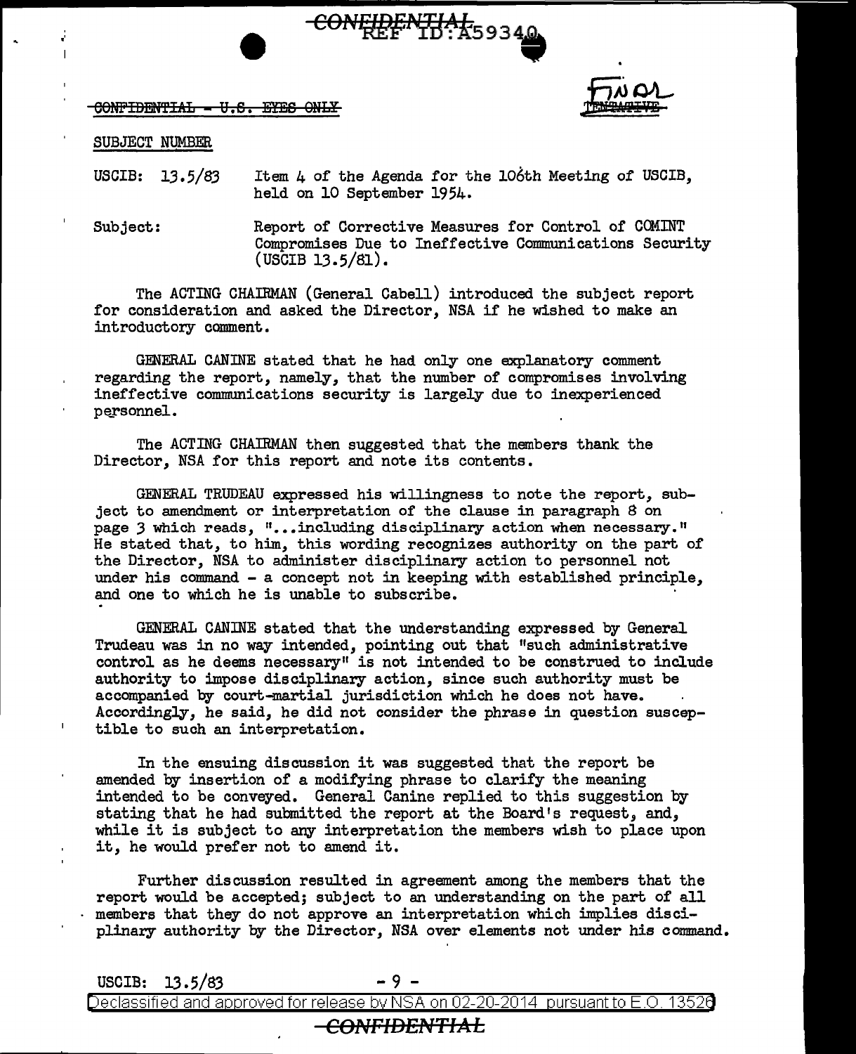CONFIDENTIAL - U.S. EYES ONLY

FINAL

SUBJECT NUMBER

USCIB: 13.5/83 Item 4 of the Agenda for the 106th Meeting of USCIB, held on 10 September 1954.

Subject: Report of Corrective Measures for Control of COMINT Compromises Due to Ineffective Communications Security (USCIB 13.5/81).

The ACTING CHAIRMAN (General Cabell) introduced the subject report for consideration and asked the Director, NSA if he wished to make an introductory comment.

GENERAL CANINE stated that he had only one explanatory comment regarding the report, namely, that the number of compromises involving ineffective communications security is largely due to inexperienced personnel.

The ACTING CHAIRMAN then suggested that the members thank the Director, NSA for this report and note its contents.

GENERAL TRUDEAU expressed his willingness to note the report, subject to amendment or interpretation of the clause in paragraph 8 on page 3 which reads, "...including disciplinary action when necessary." He stated that, to him, this wording recognizes authority on the part of the Director, NSA to administer disciplinary action to personnel not under his command - a concept not in keeping with established principle, and one to which he is unable to subscribe.

GENERAL CANINE stated that the understanding expressed by General Trudeau was in no way intended, pointing out that "such administrative control as he deems necessary" is not intended to be construed to include authority to impose disciplinary action, since such authority must be accompanied by court-martial jurisdiction which he does not have. Accordingly, he said, he did not consider the phrase in question susceptible to such an interpretation.

In the ensuing discussion it was suggested that the report be amended by insertion of a modifying phrase to clarify the meaning intended to be conveyed. General Canine replied to this suggestion by stating that he had submitted the report at the Board's request, and, while it is subject to any interpretation the members wish to place upon it, he would prefer not to amend it.

Further discussion resulted in agreement among the members that the report would be accepted; subject to an understanding on the part of all members that they do not approve an interpretation which implies disciplinary authority by the Director, NSA over elements not under his command.

USCIB: 13.5/83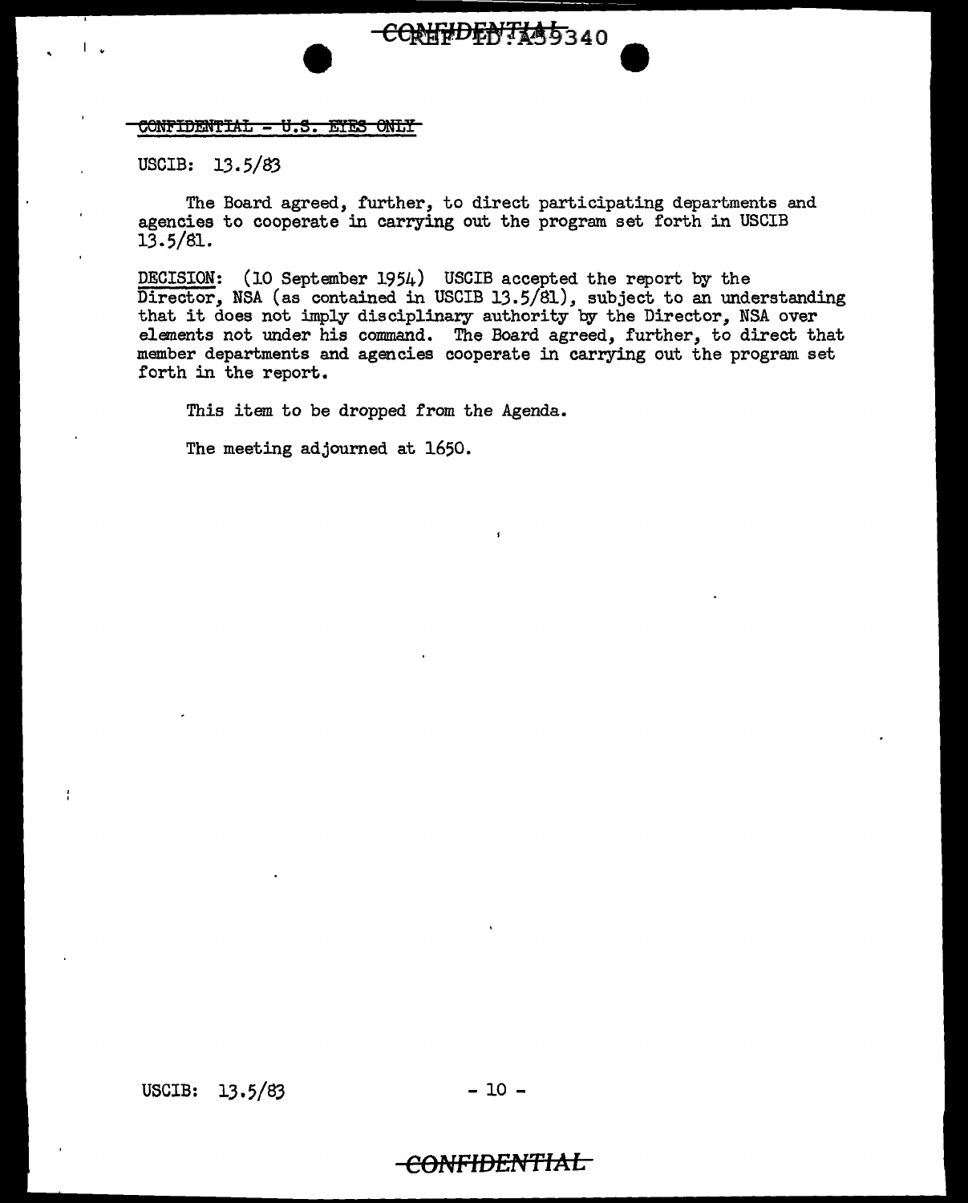~~CONFIDENTIAL - U.S. EYES ONLY~~

USCIB: 13.5/83

The Board agreed, further, to direct participating departments and agencies to cooperate in carrying out the program set forth in USCIB 13.5/81.

DECISION: (10 September 1954) USCIB accepted the report by the Director, NSA (as contained in USCIB 13.5/81), subject to an understanding that it does not imply disciplinary authority by the Director, NSA over elements not under his command. The Board agreed, further, to direct that member departments and agencies cooperate in carrying out the program set forth in the report.

This item to be dropped from the Agenda.

The meeting adjourned at 1650.

USCIB: 13.5/83

~~CONFIDENTIAL~~